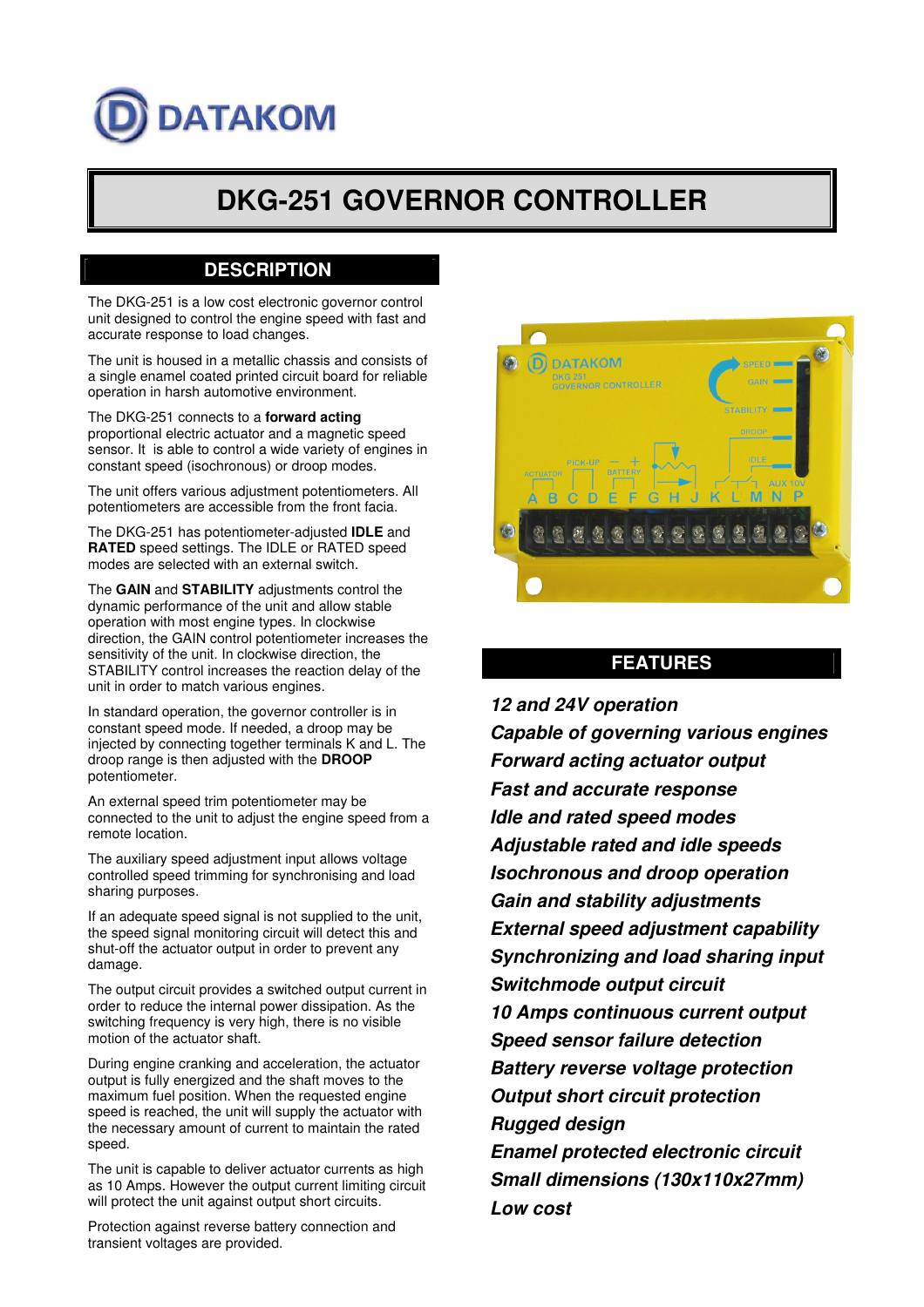DATAKOM

# DKG-251 GOVERNOR CONTROLLER

## DESCRIPTION

The DKG-251 is a low cost electronic governor control unit designed to control the engine speed with fast and accurate response to load changes.

The unit is housed in a metallic chassis and consists of a single enamel coated printed circuit board for reliable operation in harsh automotive environment.

The DKG-251 connects to a **forward acting** proportional electric actuator and a magnetic speed sensor. It is able to control a wide variety of engines in constant speed (isochronous) or droop modes.

The unit offers various adjustment potentiometers. All potentiometers are accessible from the front facia.

The DKG-251 has potentiometer-adjusted **IDLE** and **RATED** speed settings. The IDLE or RATED speed modes are selected with an external switch.

The **GAIN** and **STABILITY** adjustments control the dynamic performance of the unit and allow stable operation with most engine types. In clockwise direction, the GAIN control potentiometer increases the sensitivity of the unit. In clockwise direction, the STABILITY control increases the reaction delay of the unit in order to match various engines.

In standard operation, the governor controller is in constant speed mode. If needed, a droop may be injected by connecting together terminals K and L. The droop range is then adjusted with the **DROOP** potentiometer.

An external speed trim potentiometer may be connected to the unit to adjust the engine speed from a remote location.

The auxiliary speed adjustment input allows voltage controlled speed trimming for synchronising and load sharing purposes.

If an adequate speed signal is not supplied to the unit, the speed signal monitoring circuit will detect this and shut-off the actuator output in order to prevent any damage.

The output circuit provides a switched output current in order to reduce the internal power dissipation. As the switching frequency is very high, there is no visible motion of the actuator shaft.

During engine cranking and acceleration, the actuator output is fully energized and the shaft moves to the maximum fuel position. When the requested engine speed is reached, the unit will supply the actuator with the necessary amount of current to maintain the rated speed.

The unit is capable to deliver actuator currents as high as 10 Amps. However the output current limiting circuit will protect the unit against output short circuits.

Protection against reverse battery connection and transient voltages are provided.

## FEATURES

*12 and 24V operation*

*Capable of governing various engines*

*Forward acting actuator output*

*Fast and accurate response*

*Idle and rated speed modes*

*Adjustable rated and idle speeds*

*Isochronous and droop operation*

*Gain and stability adjustments*

*External speed adjustment capability*

*Synchronizing and load sharing input*

*Switchmode output circuit*

*10 Amps continuous current output*

*Speed sensor failure detection*

*Battery reverse voltage protection*

*Output short circuit protection*

*Rugged design*

*Enamel protected electronic circuit*

*Small dimensions (130x110x27mm)*

*Low cost*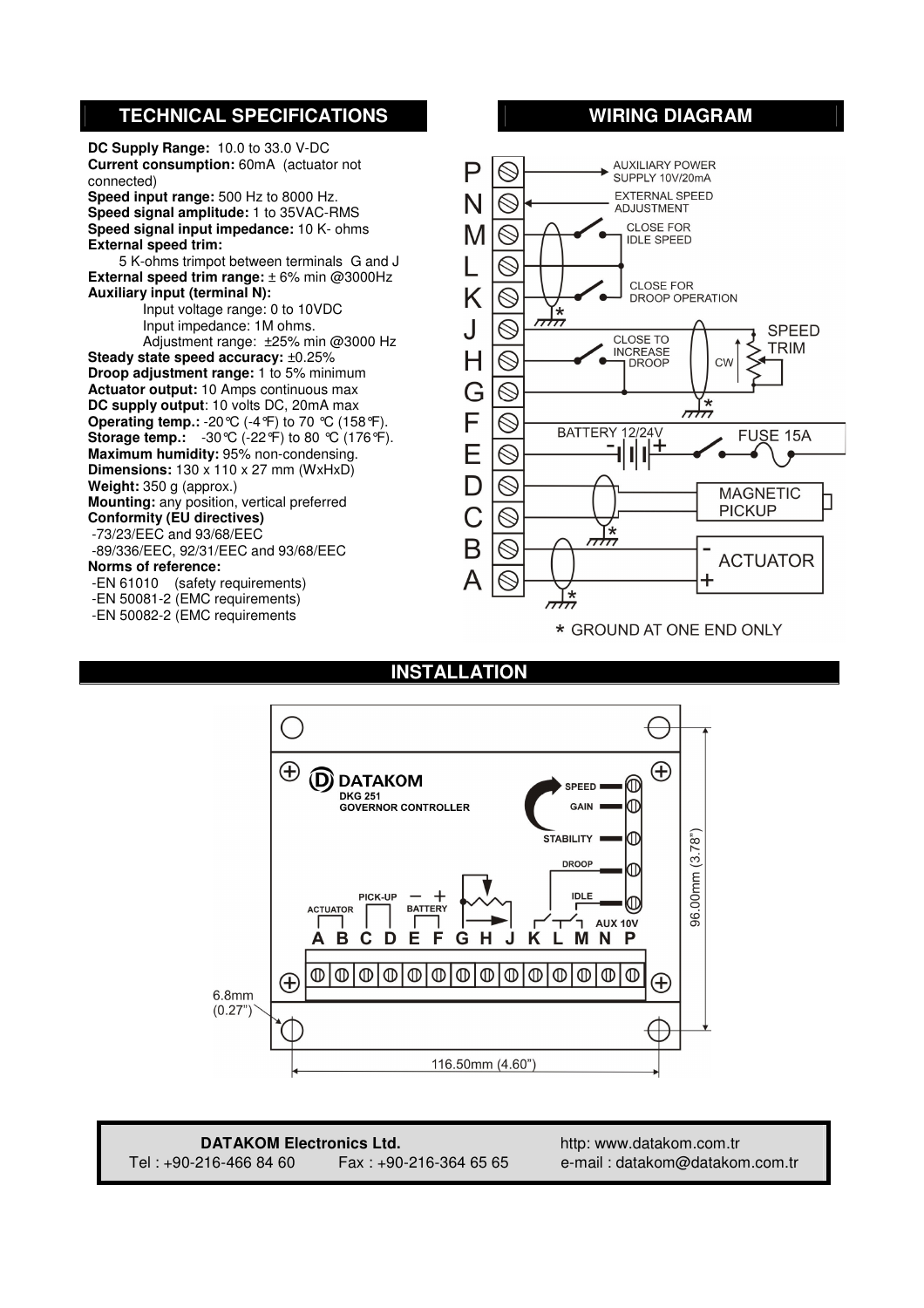## TECHNICAL SPECIFICATIONS

**DC Supply Range:** 10.0 to 33.0 V-DC
**Current consumption:** 60mA (actuator not connected)
**Speed input range:** 500 Hz to 8000 Hz.
**Speed signal amplitude:** 1 to 35VAC-RMS
**Speed signal input impedance:** 10 K- ohms
**External speed trim:**
5 K-ohms trimpot between terminals G and J
**External speed trim range:** ± 6% min @3000Hz
**Auxiliary input (terminal N):**
Input voltage range: 0 to 10VDC
Input impedance: 1M ohms.
Adjustment range: ±25% min @3000 Hz
**Steady state speed accuracy:** ±0.25%
**Droop adjustment range:** 1 to 5% minimum
**Actuator output:** 10 Amps continuous max
**DC supply output**: 10 volts DC, 20mA max
**Operating temp.:** -20℃ (-4℉) to 70 ℃ (158℉).
**Storage temp.:** -30℃ (-22℉) to 80 ℃ (176℉).
**Maximum humidity:** 95% non-condensing.
**Dimensions:** 130 x 110 x 27 mm (WxHxD)
**Weight:** 350 g (approx.)
**Mounting:** any position, vertical preferred
**Conformity (EU directives)**
-73/23/EEC and 93/68/EEC
-89/336/EEC, 92/31/EEC and 93/68/EEC
**Norms of reference:**
-EN 61010 (safety requirements)
-EN 50081-2 (EMC requirements)
-EN 50082-2 (EMC requirements

## WIRING DIAGRAM

P N M L K J H G F E D C B A

AUXILIARY POWER SUPPLY 10V/20mA
EXTERNAL SPEED ADJUSTMENT
CLOSE FOR IDLE SPEED
CLOSE FOR DROOP OPERATION
CLOSE TO INCREASE DROOP
SPEED TRIM
CW
BATTERY 12/24V
FUSE 15A
MAGNETIC PICKUP
ACTUATOR
\* GROUND AT ONE END ONLY

## INSTALLATION

DATAKOM
DKG 251
GOVERNOR CONTROLLER
SPEED
GAIN
STABILITY
DROOP
IDLE
ACTUATOR
PICK-UP
BATTERY
AUX 10V
A B C D E F G H J K L M N P
96.00mm (3.78")
6.8mm (0.27")
116.50mm (4.60")

**DATAKOM Electronics Ltd.**
Tel : +90-216-466 84 60 Fax : +90-216-364 65 65
http: www.datakom.com.tr
e-mail : datakom@datakom.com.tr